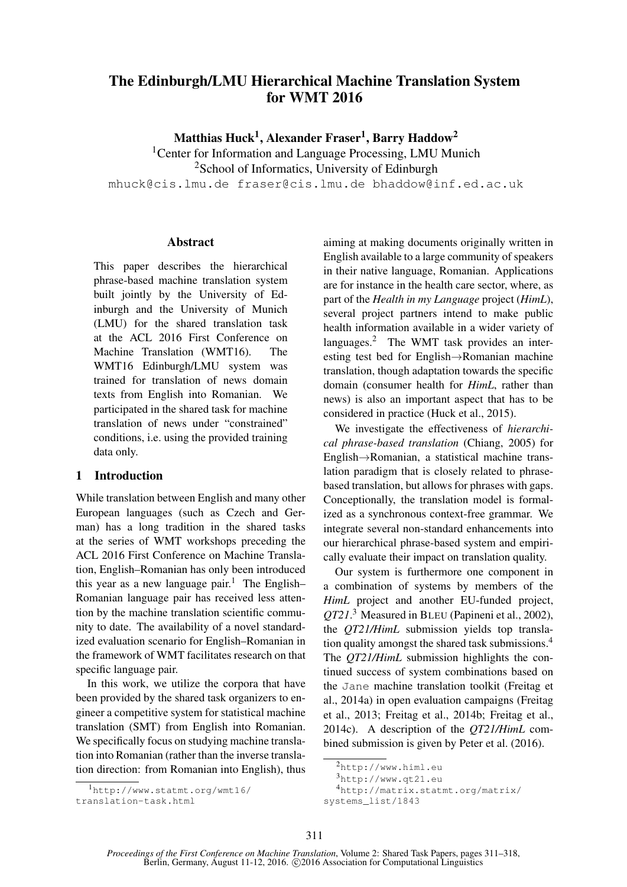# The Edinburgh/LMU Hierarchical Machine Translation System for WMT 2016

**Matthias Huck[1], Alexander Fraser[1], Barry Haddow[2]**

[1]Center for Information and Language Processing, LMU Munich
[2]School of Informatics, University of Edinburgh

mhuck@cis.lmu.de fraser@cis.lmu.de bhaddow@inf.ed.ac.uk

## Abstract

This paper describes the hierarchical phrase-based machine translation system built jointly by the University of Edinburgh and the University of Munich (LMU) for the shared translation task at the ACL 2016 First Conference on Machine Translation (WMT16). The WMT16 Edinburgh/LMU system was trained for translation of news domain texts from English into Romanian. We participated in the shared task for machine translation of news under "constrained" conditions, i.e. using the provided training data only.

## 1 Introduction

While translation between English and many other European languages (such as Czech and German) has a long tradition in the shared tasks at the series of WMT workshops preceding the ACL 2016 First Conference on Machine Translation, English–Romanian has only been introduced this year as a new language pair.[1] The English–Romanian language pair has received less attention by the machine translation scientific community to date. The availability of a novel standardized evaluation scenario for English–Romanian in the framework of WMT facilitates research on that specific language pair.

In this work, we utilize the corpora that have been provided by the shared task organizers to engineer a competitive system for statistical machine translation (SMT) from English into Romanian. We specifically focus on studying machine translation into Romanian (rather than the inverse translation direction: from Romanian into English), thus aiming at making documents originally written in English available to a large community of speakers in their native language, Romanian. Applications are for instance in the health care sector, where, as part of the *Health in my Language* project (*HimL*), several project partners intend to make public health information available in a wider variety of languages.[2] The WMT task provides an interesting test bed for English→Romanian machine translation, though adaptation towards the specific domain (consumer health for *HimL*, rather than news) is also an important aspect that has to be considered in practice (Huck et al., 2015).

We investigate the effectiveness of *hierarchical phrase-based translation* (Chiang, 2005) for English→Romanian, a statistical machine translation paradigm that is closely related to phrase-based translation, but allows for phrases with gaps. Conceptionally, the translation model is formalized as a synchronous context-free grammar. We integrate several non-standard enhancements into our hierarchical phrase-based system and empirically evaluate their impact on translation quality.

Our system is furthermore one component in a combination of systems by members of the *HimL* project and another EU-funded project, *QT21*.[3] Measured in BLEU (Papineni et al., 2002), the *QT21/HimL* submission yields top translation quality amongst the shared task submissions.[4] The *QT21/HimL* submission highlights the continued success of system combinations based on the Jane machine translation toolkit (Freitag et al., 2014a) in open evaluation campaigns (Freitag et al., 2013; Freitag et al., 2014b; Freitag et al., 2014c). A description of the *QT21/HimL* combined submission is given by Peter et al. (2016).

[1] http://www.statmt.org/wmt16/translation-task.html

[2] http://www.himl.eu

[3] http://www.qt21.eu

[4] http://matrix.statmt.org/matrix/systems_list/1843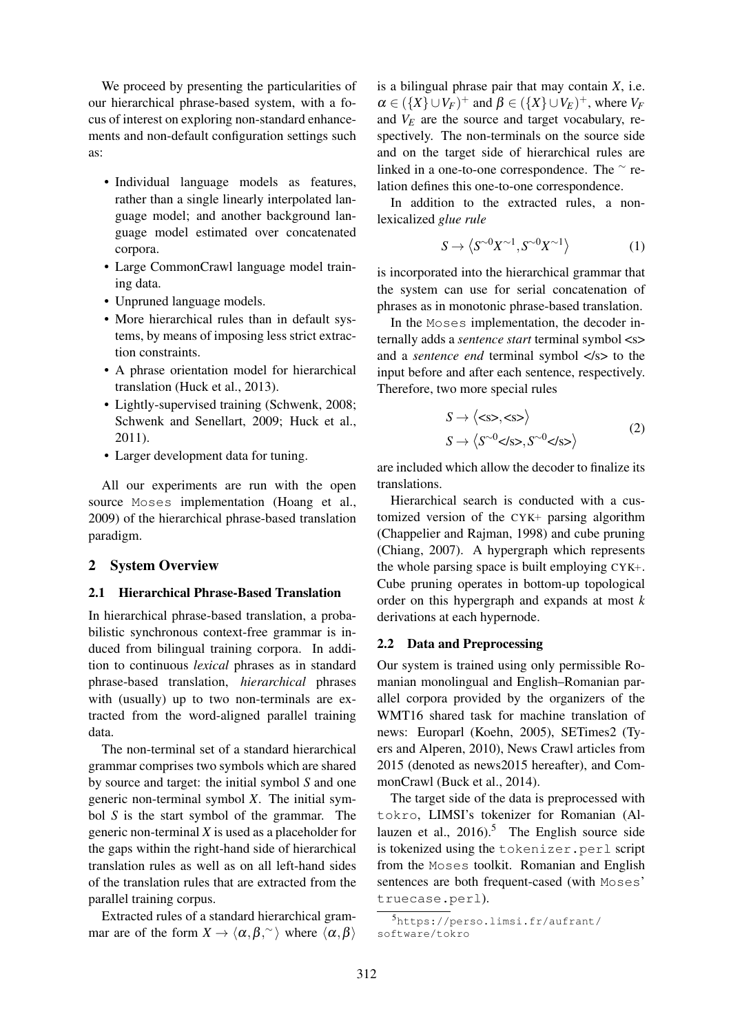We proceed by presenting the particularities of our hierarchical phrase-based system, with a focus of interest on exploring non-standard enhancements and non-default configuration settings such as:

- Individual language models as features, rather than a single linearly interpolated language model; and another background language model estimated over concatenated corpora.
- Large CommonCrawl language model training data.
- Unpruned language models.
- More hierarchical rules than in default systems, by means of imposing less strict extraction constraints.
- A phrase orientation model for hierarchical translation (Huck et al., 2013).
- Lightly-supervised training (Schwenk, 2008; Schwenk and Senellart, 2009; Huck et al., 2011).
- Larger development data for tuning.

All our experiments are run with the open source `Moses` implementation (Hoang et al., 2009) of the hierarchical phrase-based translation paradigm.

## 2 System Overview

### 2.1 Hierarchical Phrase-Based Translation

In hierarchical phrase-based translation, a probabilistic synchronous context-free grammar is induced from bilingual training corpora. In addition to continuous *lexical* phrases as in standard phrase-based translation, *hierarchical* phrases with (usually) up to two non-terminals are extracted from the word-aligned parallel training data.

The non-terminal set of a standard hierarchical grammar comprises two symbols which are shared by source and target: the initial symbol $S$ and one generic non-terminal symbol $X$. The initial symbol $S$ is the start symbol of the grammar. The generic non-terminal $X$ is used as a placeholder for the gaps within the right-hand side of hierarchical translation rules as well as on all left-hand sides of the translation rules that are extracted from the parallel training corpus.

Extracted rules of a standard hierarchical grammar are of the form $X \rightarrow \langle \alpha, \beta, {}^\sim \rangle$ where $\langle \alpha, \beta \rangle$ is a bilingual phrase pair that may contain $X$, i.e. $\alpha \in (\{X\} \cup V_F)^+$ and $\beta \in (\{X\} \cup V_E)^+$, where $V_F$ and $V_E$ are the source and target vocabulary, respectively. The non-terminals on the source side and on the target side of hierarchical rules are linked in a one-to-one correspondence. The $^\sim$ relation defines this one-to-one correspondence.

In addition to the extracted rules, a non-lexicalized *glue rule*

$$S \rightarrow \langle S^{\sim 0} X^{\sim 1}, S^{\sim 0} X^{\sim 1} \rangle \tag{1}$$

is incorporated into the hierarchical grammar that the system can use for serial concatenation of phrases as in monotonic phrase-based translation.

In the `Moses` implementation, the decoder internally adds a *sentence start* terminal symbol <s> and a *sentence end* terminal symbol </s> to the input before and after each sentence, respectively. Therefore, two more special rules

$$\begin{aligned} S &\rightarrow \langle \text{<s>}, \text{<s>} \rangle \\ S &\rightarrow \langle S^{\sim 0} \text{</s>}, S^{\sim 0} \text{</s>} \rangle \end{aligned} \tag{2}$$

are included which allow the decoder to finalize its translations.

Hierarchical search is conducted with a customized version of the CYK+ parsing algorithm (Chappelier and Rajman, 1998) and cube pruning (Chiang, 2007). A hypergraph which represents the whole parsing space is built employing CYK+. Cube pruning operates in bottom-up topological order on this hypergraph and expands at most $k$ derivations at each hypernode.

### 2.2 Data and Preprocessing

Our system is trained using only permissible Romanian monolingual and English–Romanian parallel corpora provided by the organizers of the WMT16 shared task for machine translation of news: Europarl (Koehn, 2005), SETimes2 (Tyers and Alperen, 2010), News Crawl articles from 2015 (denoted as news2015 hereafter), and CommonCrawl (Buck et al., 2014).

The target side of the data is preprocessed with `tokro`, LIMSI's tokenizer for Romanian (Allauzen et al., 2016).[5] The English source side is tokenized using the `tokenizer.perl` script from the `Moses` toolkit. Romanian and English sentences are both frequent-cased (with `Moses`' `truecase.perl`).

[5] https://perso.limsi.fr/aufrant/software/tokro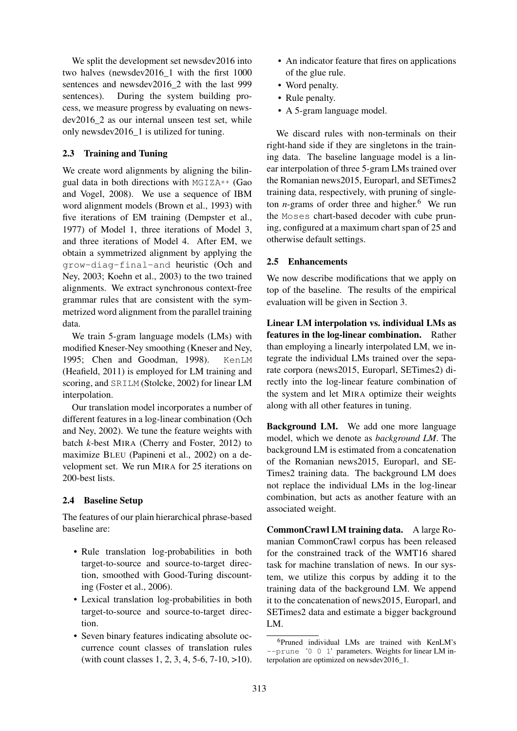We split the development set newsdev2016 into two halves (newsdev2016_1 with the first 1000 sentences and newsdev2016_2 with the last 999 sentences). During the system building process, we measure progress by evaluating on newsdev2016_2 as our internal unseen test set, while only newsdev2016_1 is utilized for tuning.

### 2.3 Training and Tuning

We create word alignments by aligning the bilingual data in both directions with MGIZA++ (Gao and Vogel, 2008). We use a sequence of IBM word alignment models (Brown et al., 1993) with five iterations of EM training (Dempster et al., 1977) of Model 1, three iterations of Model 3, and three iterations of Model 4. After EM, we obtain a symmetrized alignment by applying the `grow-diag-final-and` heuristic (Och and Ney, 2003; Koehn et al., 2003) to the two trained alignments. We extract synchronous context-free grammar rules that are consistent with the symmetrized word alignment from the parallel training data.

We train 5-gram language models (LMs) with modified Kneser-Ney smoothing (Kneser and Ney, 1995; Chen and Goodman, 1998). KenLM (Heafield, 2011) is employed for LM training and scoring, and SRILM (Stolcke, 2002) for linear LM interpolation.

Our translation model incorporates a number of different features in a log-linear combination (Och and Ney, 2002). We tune the feature weights with batch *k*-best MIRA (Cherry and Foster, 2012) to maximize BLEU (Papineni et al., 2002) on a development set. We run MIRA for 25 iterations on 200-best lists.

### 2.4 Baseline Setup

The features of our plain hierarchical phrase-based baseline are:

- Rule translation log-probabilities in both target-to-source and source-to-target direction, smoothed with Good-Turing discounting (Foster et al., 2006).
- Lexical translation log-probabilities in both target-to-source and source-to-target direction.
- Seven binary features indicating absolute occurrence count classes of translation rules (with count classes 1, 2, 3, 4, 5-6, 7-10, >10).
- An indicator feature that fires on applications of the glue rule.
- Word penalty.
- Rule penalty.
- A 5-gram language model.

We discard rules with non-terminals on their right-hand side if they are singletons in the training data. The baseline language model is a linear interpolation of three 5-gram LMs trained over the Romanian news2015, Europarl, and SETimes2 training data, respectively, with pruning of singleton *n*-grams of order three and higher.[6] We run the Moses chart-based decoder with cube pruning, configured at a maximum chart span of 25 and otherwise default settings.

### 2.5 Enhancements

We now describe modifications that we apply on top of the baseline. The results of the empirical evaluation will be given in Section 3.

**Linear LM interpolation vs. individual LMs as features in the log-linear combination.** Rather than employing a linearly interpolated LM, we integrate the individual LMs trained over the separate corpora (news2015, Europarl, SETimes2) directly into the log-linear feature combination of the system and let MIRA optimize their weights along with all other features in tuning.

**Background LM.** We add one more language model, which we denote as *background LM*. The background LM is estimated from a concatenation of the Romanian news2015, Europarl, and SETimes2 training data. The background LM does not replace the individual LMs in the log-linear combination, but acts as another feature with an associated weight.

**CommonCrawl LM training data.** A large Romanian CommonCrawl corpus has been released for the constrained track of the WMT16 shared task for machine translation of news. In our system, we utilize this corpus by adding it to the training data of the background LM. We append it to the concatenation of news2015, Europarl, and SETimes2 data and estimate a bigger background LM.

[6] Pruned individual LMs are trained with KenLM's `--prune '0 0 1'` parameters. Weights for linear LM interpolation are optimized on newsdev2016_1.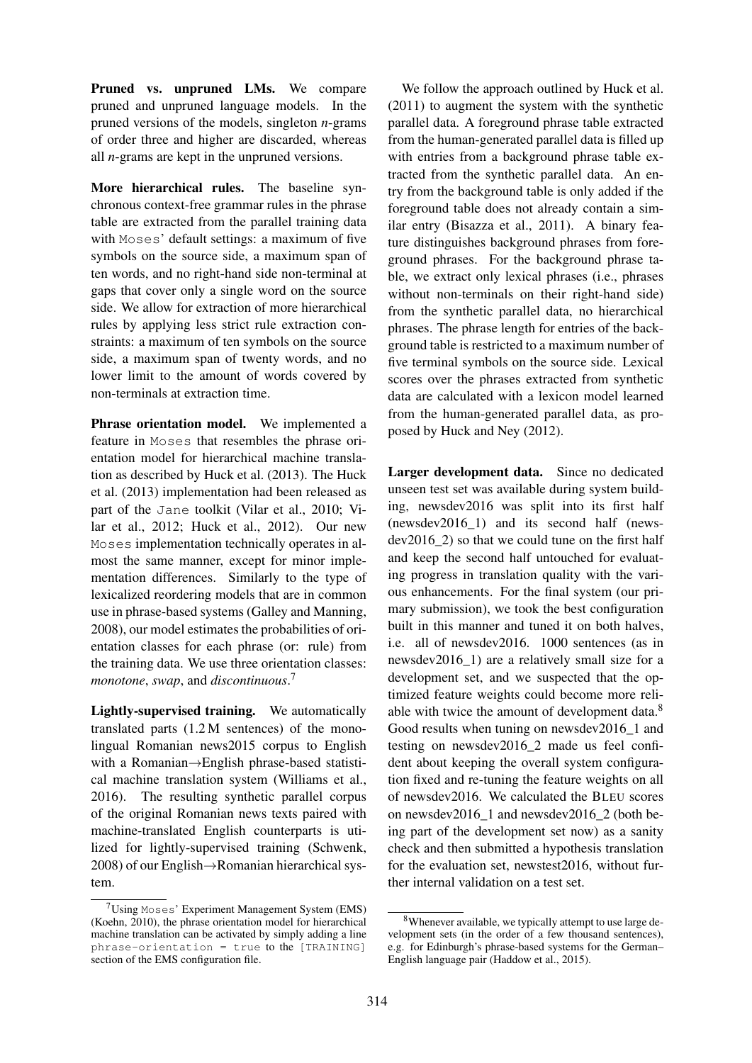**Pruned vs. unpruned LMs.** We compare pruned and unpruned language models. In the pruned versions of the models, singleton *n*-grams of order three and higher are discarded, whereas all *n*-grams are kept in the unpruned versions.

**More hierarchical rules.** The baseline synchronous context-free grammar rules in the phrase table are extracted from the parallel training data with Moses' default settings: a maximum of five symbols on the source side, a maximum span of ten words, and no right-hand side non-terminal at gaps that cover only a single word on the source side. We allow for extraction of more hierarchical rules by applying less strict rule extraction constraints: a maximum of ten symbols on the source side, a maximum span of twenty words, and no lower limit to the amount of words covered by non-terminals at extraction time.

**Phrase orientation model.** We implemented a feature in Moses that resembles the phrase orientation model for hierarchical machine translation as described by Huck et al. (2013). The Huck et al. (2013) implementation had been released as part of the Jane toolkit (Vilar et al., 2010; Vilar et al., 2012; Huck et al., 2012). Our new Moses implementation technically operates in almost the same manner, except for minor implementation differences. Similarly to the type of lexicalized reordering models that are in common use in phrase-based systems (Galley and Manning, 2008), our model estimates the probabilities of orientation classes for each phrase (or: rule) from the training data. We use three orientation classes: *monotone*, *swap*, and *discontinuous*.[7]

**Lightly-supervised training.** We automatically translated parts (1.2 M sentences) of the monolingual Romanian news2015 corpus to English with a Romanian→English phrase-based statistical machine translation system (Williams et al., 2016). The resulting synthetic parallel corpus of the original Romanian news texts paired with machine-translated English counterparts is utilized for lightly-supervised training (Schwenk, 2008) of our English→Romanian hierarchical system.

We follow the approach outlined by Huck et al. (2011) to augment the system with the synthetic parallel data. A foreground phrase table extracted from the human-generated parallel data is filled up with entries from a background phrase table extracted from the synthetic parallel data. An entry from the background table is only added if the foreground table does not already contain a similar entry (Bisazza et al., 2011). A binary feature distinguishes background phrases from foreground phrases. For the background phrase table, we extract only lexical phrases (i.e., phrases without non-terminals on their right-hand side) from the synthetic parallel data, no hierarchical phrases. The phrase length for entries of the background table is restricted to a maximum number of five terminal symbols on the source side. Lexical scores over the phrases extracted from synthetic data are calculated with a lexicon model learned from the human-generated parallel data, as proposed by Huck and Ney (2012).

**Larger development data.** Since no dedicated unseen test set was available during system building, newsdev2016 was split into its first half (newsdev2016_1) and its second half (newsdev2016_2) so that we could tune on the first half and keep the second half untouched for evaluating progress in translation quality with the various enhancements. For the final system (our primary submission), we took the best configuration built in this manner and tuned it on both halves, i.e. all of newsdev2016. 1000 sentences (as in newsdev2016_1) are a relatively small size for a development set, and we suspected that the optimized feature weights could become more reliable with twice the amount of development data.[8] Good results when tuning on newsdev2016_1 and testing on newsdev2016_2 made us feel confident about keeping the overall system configuration fixed and re-tuning the feature weights on all of newsdev2016. We calculated the BLEU scores on newsdev2016_1 and newsdev2016_2 (both being part of the development set now) as a sanity check and then submitted a hypothesis translation for the evaluation set, newstest2016, without further internal validation on a test set.

[7] Using Moses' Experiment Management System (EMS) (Koehn, 2010), the phrase orientation model for hierarchical machine translation can be activated by simply adding a line `phrase-orientation = true` to the `[TRAINING]` section of the EMS configuration file.

[8] Whenever available, we typically attempt to use large development sets (in the order of a few thousand sentences), e.g. for Edinburgh's phrase-based systems for the German–English language pair (Haddow et al., 2015).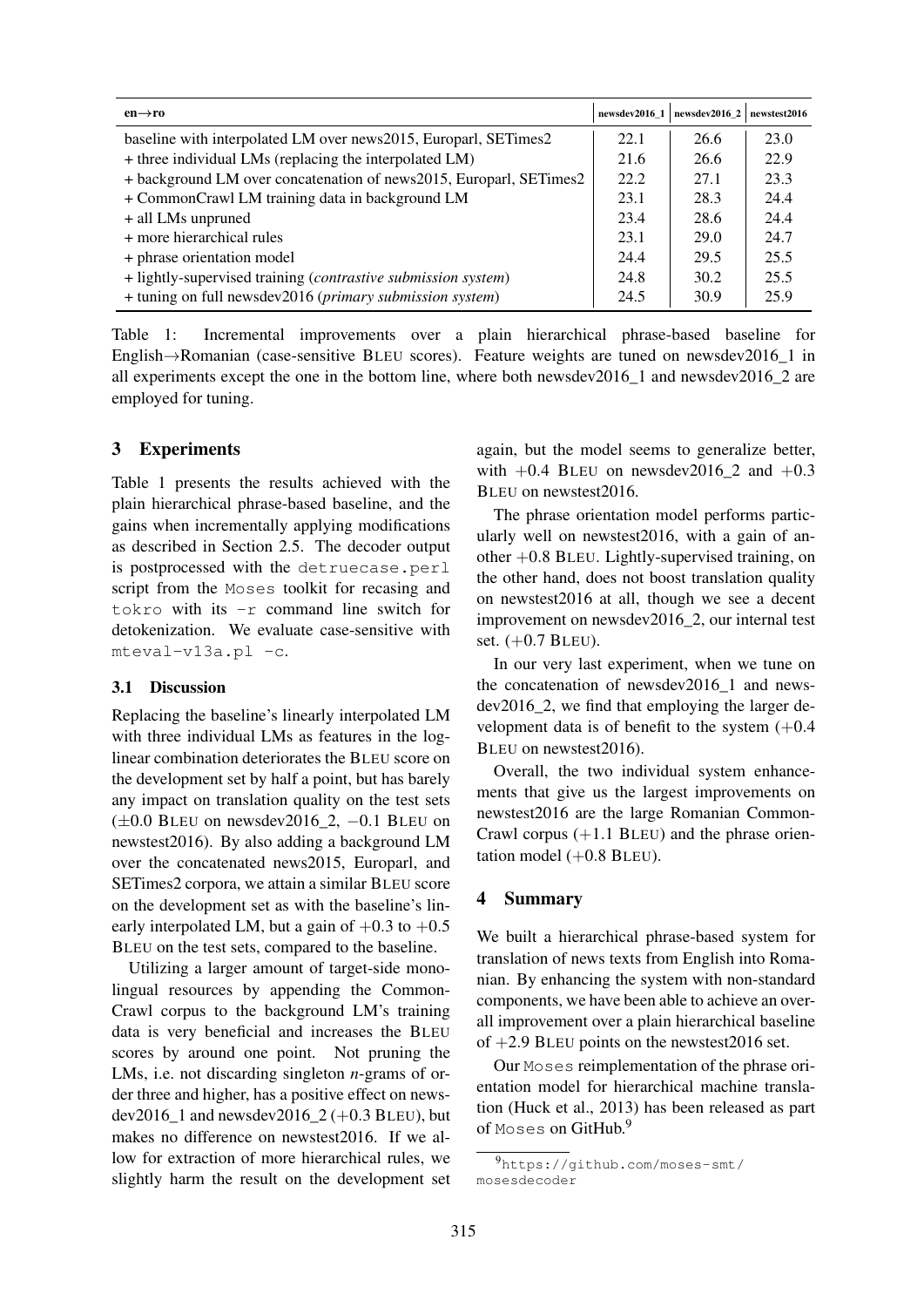| en→ro | newsdev2016_1 | newsdev2016_2 | newstest2016 |
|---|---|---|---|
| baseline with interpolated LM over news2015, Europarl, SETimes2 | 22.1 | 26.6 | 23.0 |
| + three individual LMs (replacing the interpolated LM) | 21.6 | 26.6 | 22.9 |
| + background LM over concatenation of news2015, Europarl, SETimes2 | 22.2 | 27.1 | 23.3 |
| + CommonCrawl LM training data in background LM | 23.1 | 28.3 | 24.4 |
| + all LMs unpruned | 23.4 | 28.6 | 24.4 |
| + more hierarchical rules | 23.1 | 29.0 | 24.7 |
| + phrase orientation model | 24.4 | 29.5 | 25.5 |
| + lightly-supervised training (*contrastive submission system*) | 24.8 | 30.2 | 25.5 |
| + tuning on full newsdev2016 (*primary submission system*) | 24.5 | 30.9 | 25.9 |

Table 1: Incremental improvements over a plain hierarchical phrase-based baseline for English→Romanian (case-sensitive BLEU scores). Feature weights are tuned on newsdev2016_1 in all experiments except the one in the bottom line, where both newsdev2016_1 and newsdev2016_2 are employed for tuning.

## 3 Experiments

Table 1 presents the results achieved with the plain hierarchical phrase-based baseline, and the gains when incrementally applying modifications as described in Section 2.5. The decoder output is postprocessed with the `detruecase.perl` script from the `Moses` toolkit for recasing and `tokro` with its `-r` command line switch for detokenization. We evaluate case-sensitive with `mteval-v13a.pl -c`.

### 3.1 Discussion

Replacing the baseline's linearly interpolated LM with three individual LMs as features in the log-linear combination deteriorates the BLEU score on the development set by half a point, but has barely any impact on translation quality on the test sets ($\pm 0.0$ BLEU on newsdev2016_2, $-0.1$ BLEU on newstest2016). By also adding a background LM over the concatenated news2015, Europarl, and SETimes2 corpora, we attain a similar BLEU score on the development set as with the baseline's linearly interpolated LM, but a gain of $+0.3$ to $+0.5$ BLEU on the test sets, compared to the baseline.

Utilizing a larger amount of target-side monolingual resources by appending the CommonCrawl corpus to the background LM's training data is very beneficial and increases the BLEU scores by around one point. Not pruning the LMs, i.e. not discarding singleton *n*-grams of order three and higher, has a positive effect on newsdev2016_1 and newsdev2016_2 ($+0.3$ BLEU), but makes no difference on newstest2016. If we allow for extraction of more hierarchical rules, we slightly harm the result on the development set again, but the model seems to generalize better, with $+0.4$ BLEU on newsdev2016_2 and $+0.3$ BLEU on newstest2016.

The phrase orientation model performs particularly well on newstest2016, with a gain of another $+0.8$ BLEU. Lightly-supervised training, on the other hand, does not boost translation quality on newstest2016 at all, though we see a decent improvement on newsdev2016_2, our internal test set. ($+0.7$ BLEU).

In our very last experiment, when we tune on the concatenation of newsdev2016_1 and newsdev2016_2, we find that employing the larger development data is of benefit to the system ($+0.4$ BLEU on newstest2016).

Overall, the two individual system enhancements that give us the largest improvements on newstest2016 are the large Romanian CommonCrawl corpus ($+1.1$ BLEU) and the phrase orientation model ($+0.8$ BLEU).

## 4 Summary

We built a hierarchical phrase-based system for translation of news texts from English into Romanian. By enhancing the system with non-standard components, we have been able to achieve an overall improvement over a plain hierarchical baseline of $+2.9$ BLEU points on the newstest2016 set.

Our `Moses` reimplementation of the phrase orientation model for hierarchical machine translation (Huck et al., 2013) has been released as part of `Moses` on GitHub.[9]

[9] https://github.com/moses-smt/mosesdecoder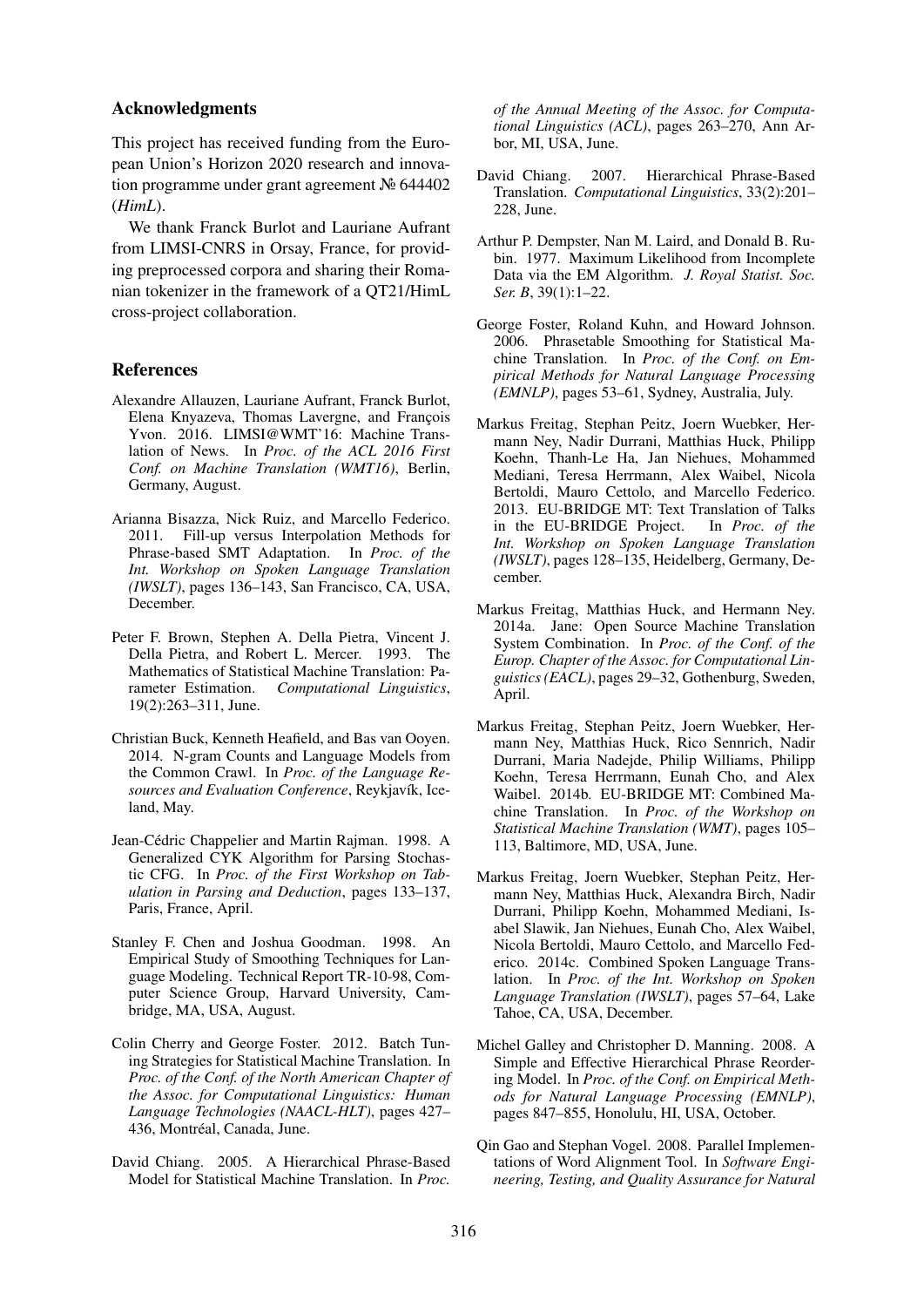## Acknowledgments

This project has received funding from the European Union's Horizon 2020 research and innovation programme under grant agreement № 644402 (*HimL*).

We thank Franck Burlot and Lauriane Aufrant from LIMSI-CNRS in Orsay, France, for providing preprocessed corpora and sharing their Romanian tokenizer in the framework of a QT21/HimL cross-project collaboration.

## References

Alexandre Allauzen, Lauriane Aufrant, Franck Burlot, Elena Knyazeva, Thomas Lavergne, and François Yvon. 2016. LIMSI@WMT'16: Machine Translation of News. In *Proc. of the ACL 2016 First Conf. on Machine Translation (WMT16)*, Berlin, Germany, August.

Arianna Bisazza, Nick Ruiz, and Marcello Federico. 2011. Fill-up versus Interpolation Methods for Phrase-based SMT Adaptation. In *Proc. of the Int. Workshop on Spoken Language Translation (IWSLT)*, pages 136–143, San Francisco, CA, USA, December.

Peter F. Brown, Stephen A. Della Pietra, Vincent J. Della Pietra, and Robert L. Mercer. 1993. The Mathematics of Statistical Machine Translation: Parameter Estimation. *Computational Linguistics*, 19(2):263–311, June.

Christian Buck, Kenneth Heafield, and Bas van Ooyen. 2014. N-gram Counts and Language Models from the Common Crawl. In *Proc. of the Language Resources and Evaluation Conference*, Reykjavík, Iceland, May.

Jean-Cédric Chappelier and Martin Rajman. 1998. A Generalized CYK Algorithm for Parsing Stochastic CFG. In *Proc. of the First Workshop on Tabulation in Parsing and Deduction*, pages 133–137, Paris, France, April.

Stanley F. Chen and Joshua Goodman. 1998. An Empirical Study of Smoothing Techniques for Language Modeling. Technical Report TR-10-98, Computer Science Group, Harvard University, Cambridge, MA, USA, August.

Colin Cherry and George Foster. 2012. Batch Tuning Strategies for Statistical Machine Translation. In *Proc. of the Conf. of the North American Chapter of the Assoc. for Computational Linguistics: Human Language Technologies (NAACL-HLT)*, pages 427–436, Montréal, Canada, June.

David Chiang. 2005. A Hierarchical Phrase-Based Model for Statistical Machine Translation. In *Proc. of the Annual Meeting of the Assoc. for Computational Linguistics (ACL)*, pages 263–270, Ann Arbor, MI, USA, June.

David Chiang. 2007. Hierarchical Phrase-Based Translation. *Computational Linguistics*, 33(2):201–228, June.

Arthur P. Dempster, Nan M. Laird, and Donald B. Rubin. 1977. Maximum Likelihood from Incomplete Data via the EM Algorithm. *J. Royal Statist. Soc. Ser. B*, 39(1):1–22.

George Foster, Roland Kuhn, and Howard Johnson. 2006. Phrasetable Smoothing for Statistical Machine Translation. In *Proc. of the Conf. on Empirical Methods for Natural Language Processing (EMNLP)*, pages 53–61, Sydney, Australia, July.

Markus Freitag, Stephan Peitz, Joern Wuebker, Hermann Ney, Nadir Durrani, Matthias Huck, Philipp Koehn, Thanh-Le Ha, Jan Niehues, Mohammed Mediani, Teresa Herrmann, Alex Waibel, Nicola Bertoldi, Mauro Cettolo, and Marcello Federico. 2013. EU-BRIDGE MT: Text Translation of Talks in the EU-BRIDGE Project. In *Proc. of the Int. Workshop on Spoken Language Translation (IWSLT)*, pages 128–135, Heidelberg, Germany, December.

Markus Freitag, Matthias Huck, and Hermann Ney. 2014a. Jane: Open Source Machine Translation System Combination. In *Proc. of the Conf. of the Europ. Chapter of the Assoc. for Computational Linguistics (EACL)*, pages 29–32, Gothenburg, Sweden, April.

Markus Freitag, Stephan Peitz, Joern Wuebker, Hermann Ney, Matthias Huck, Rico Sennrich, Nadir Durrani, Maria Nadejde, Philip Williams, Philipp Koehn, Teresa Herrmann, Eunah Cho, and Alex Waibel. 2014b. EU-BRIDGE MT: Combined Machine Translation. In *Proc. of the Workshop on Statistical Machine Translation (WMT)*, pages 105–113, Baltimore, MD, USA, June.

Markus Freitag, Joern Wuebker, Stephan Peitz, Hermann Ney, Matthias Huck, Alexandra Birch, Nadir Durrani, Philipp Koehn, Mohammed Mediani, Isabel Slawik, Jan Niehues, Eunah Cho, Alex Waibel, Nicola Bertoldi, Mauro Cettolo, and Marcello Federico. 2014c. Combined Spoken Language Translation. In *Proc. of the Int. Workshop on Spoken Language Translation (IWSLT)*, pages 57–64, Lake Tahoe, CA, USA, December.

Michel Galley and Christopher D. Manning. 2008. A Simple and Effective Hierarchical Phrase Reordering Model. In *Proc. of the Conf. on Empirical Methods for Natural Language Processing (EMNLP)*, pages 847–855, Honolulu, HI, USA, October.

Qin Gao and Stephan Vogel. 2008. Parallel Implementations of Word Alignment Tool. In *Software Engineering, Testing, and Quality Assurance for Natural*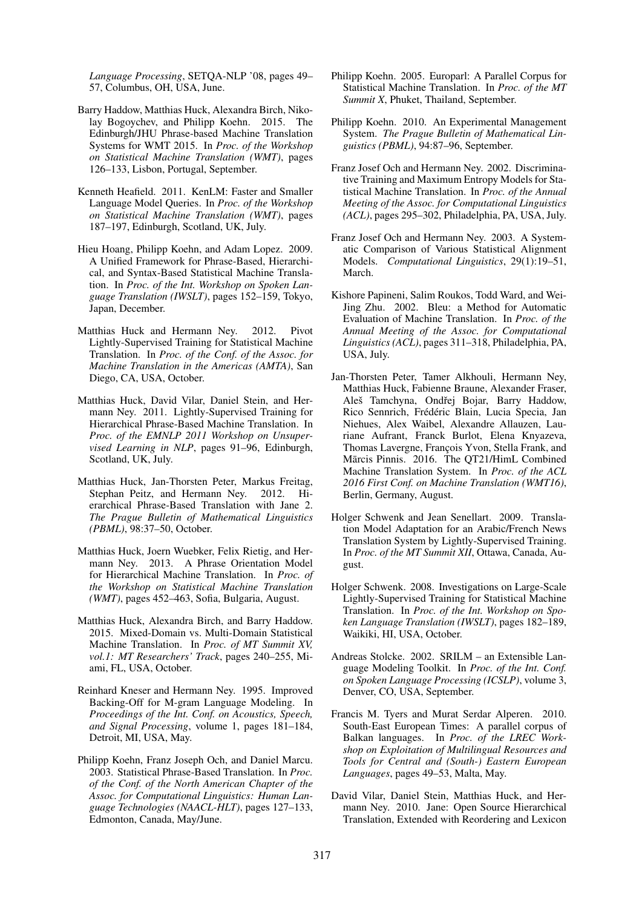*Language Processing*, SETQA-NLP '08, pages 49–57, Columbus, OH, USA, June.

Barry Haddow, Matthias Huck, Alexandra Birch, Nikolay Bogoychev, and Philipp Koehn. 2015. The Edinburgh/JHU Phrase-based Machine Translation Systems for WMT 2015. In *Proc. of the Workshop on Statistical Machine Translation (WMT)*, pages 126–133, Lisbon, Portugal, September.

Kenneth Heafield. 2011. KenLM: Faster and Smaller Language Model Queries. In *Proc. of the Workshop on Statistical Machine Translation (WMT)*, pages 187–197, Edinburgh, Scotland, UK, July.

Hieu Hoang, Philipp Koehn, and Adam Lopez. 2009. A Unified Framework for Phrase-Based, Hierarchical, and Syntax-Based Statistical Machine Translation. In *Proc. of the Int. Workshop on Spoken Language Translation (IWSLT)*, pages 152–159, Tokyo, Japan, December.

Matthias Huck and Hermann Ney. 2012. Pivot Lightly-Supervised Training for Statistical Machine Translation. In *Proc. of the Conf. of the Assoc. for Machine Translation in the Americas (AMTA)*, San Diego, CA, USA, October.

Matthias Huck, David Vilar, Daniel Stein, and Hermann Ney. 2011. Lightly-Supervised Training for Hierarchical Phrase-Based Machine Translation. In *Proc. of the EMNLP 2011 Workshop on Unsupervised Learning in NLP*, pages 91–96, Edinburgh, Scotland, UK, July.

Matthias Huck, Jan-Thorsten Peter, Markus Freitag, Stephan Peitz, and Hermann Ney. 2012. Hierarchical Phrase-Based Translation with Jane 2. *The Prague Bulletin of Mathematical Linguistics (PBML)*, 98:37–50, October.

Matthias Huck, Joern Wuebker, Felix Rietig, and Hermann Ney. 2013. A Phrase Orientation Model for Hierarchical Machine Translation. In *Proc. of the Workshop on Statistical Machine Translation (WMT)*, pages 452–463, Sofia, Bulgaria, August.

Matthias Huck, Alexandra Birch, and Barry Haddow. 2015. Mixed-Domain vs. Multi-Domain Statistical Machine Translation. In *Proc. of MT Summit XV, vol.1: MT Researchers' Track*, pages 240–255, Miami, FL, USA, October.

Reinhard Kneser and Hermann Ney. 1995. Improved Backing-Off for M-gram Language Modeling. In *Proceedings of the Int. Conf. on Acoustics, Speech, and Signal Processing*, volume 1, pages 181–184, Detroit, MI, USA, May.

Philipp Koehn, Franz Joseph Och, and Daniel Marcu. 2003. Statistical Phrase-Based Translation. In *Proc. of the Conf. of the North American Chapter of the Assoc. for Computational Linguistics: Human Language Technologies (NAACL-HLT)*, pages 127–133, Edmonton, Canada, May/June.

Philipp Koehn. 2005. Europarl: A Parallel Corpus for Statistical Machine Translation. In *Proc. of the MT Summit X*, Phuket, Thailand, September.

Philipp Koehn. 2010. An Experimental Management System. *The Prague Bulletin of Mathematical Linguistics (PBML)*, 94:87–96, September.

Franz Josef Och and Hermann Ney. 2002. Discriminative Training and Maximum Entropy Models for Statistical Machine Translation. In *Proc. of the Annual Meeting of the Assoc. for Computational Linguistics (ACL)*, pages 295–302, Philadelphia, PA, USA, July.

Franz Josef Och and Hermann Ney. 2003. A Systematic Comparison of Various Statistical Alignment Models. *Computational Linguistics*, 29(1):19–51, March.

Kishore Papineni, Salim Roukos, Todd Ward, and Wei-Jing Zhu. 2002. Bleu: a Method for Automatic Evaluation of Machine Translation. In *Proc. of the Annual Meeting of the Assoc. for Computational Linguistics (ACL)*, pages 311–318, Philadelphia, PA, USA, July.

Jan-Thorsten Peter, Tamer Alkhouli, Hermann Ney, Matthias Huck, Fabienne Braune, Alexander Fraser, Aleš Tamchyna, Ondřej Bojar, Barry Haddow, Rico Sennrich, Frédéric Blain, Lucia Specia, Jan Niehues, Alex Waibel, Alexandre Allauzen, Lauriane Aufrant, Franck Burlot, Elena Knyazeva, Thomas Lavergne, François Yvon, Stella Frank, and Mārcis Pinnis. 2016. The QT21/HimL Combined Machine Translation System. In *Proc. of the ACL 2016 First Conf. on Machine Translation (WMT16)*, Berlin, Germany, August.

Holger Schwenk and Jean Senellart. 2009. Translation Model Adaptation for an Arabic/French News Translation System by Lightly-Supervised Training. In *Proc. of the MT Summit XII*, Ottawa, Canada, August.

Holger Schwenk. 2008. Investigations on Large-Scale Lightly-Supervised Training for Statistical Machine Translation. In *Proc. of the Int. Workshop on Spoken Language Translation (IWSLT)*, pages 182–189, Waikiki, HI, USA, October.

Andreas Stolcke. 2002. SRILM – an Extensible Language Modeling Toolkit. In *Proc. of the Int. Conf. on Spoken Language Processing (ICSLP)*, volume 3, Denver, CO, USA, September.

Francis M. Tyers and Murat Serdar Alperen. 2010. South-East European Times: A parallel corpus of Balkan languages. In *Proc. of the LREC Workshop on Exploitation of Multilingual Resources and Tools for Central and (South-) Eastern European Languages*, pages 49–53, Malta, May.

David Vilar, Daniel Stein, Matthias Huck, and Hermann Ney. 2010. Jane: Open Source Hierarchical Translation, Extended with Reordering and Lexicon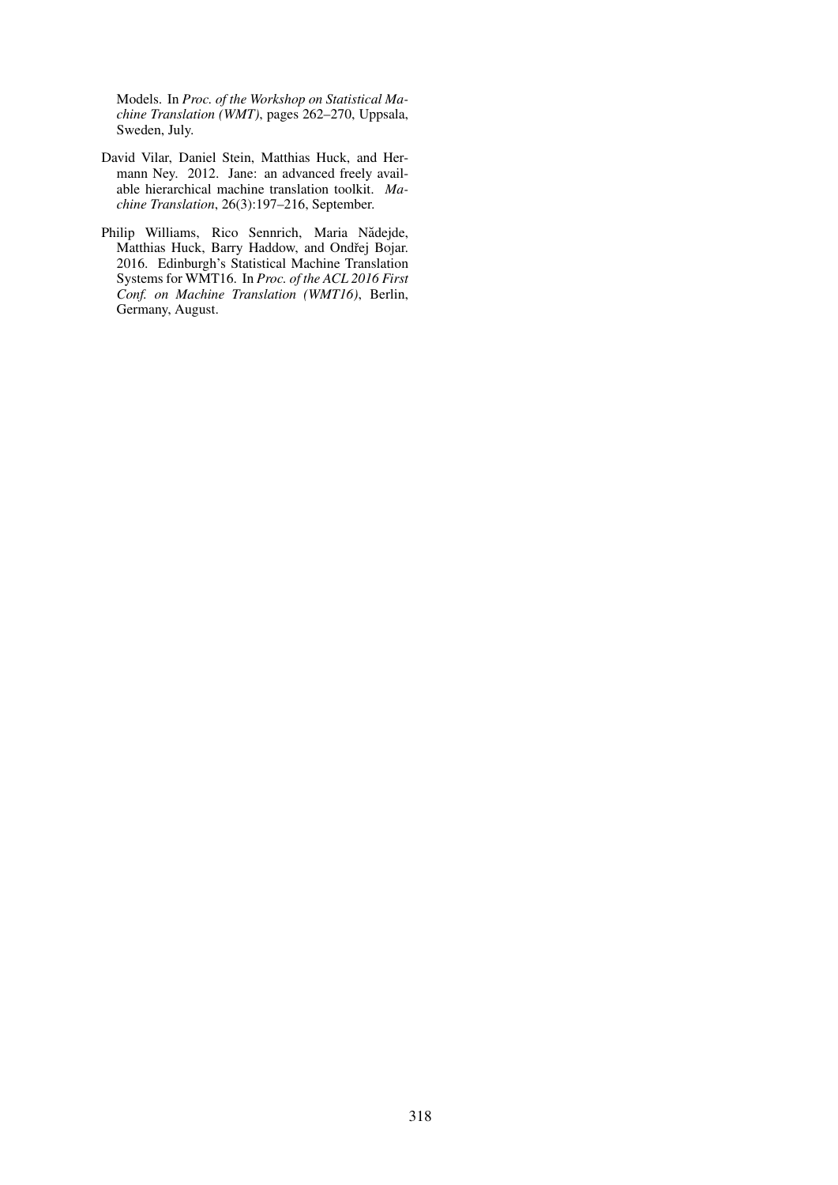Models. In *Proc. of the Workshop on Statistical Machine Translation (WMT)*, pages 262–270, Uppsala, Sweden, July.

David Vilar, Daniel Stein, Matthias Huck, and Hermann Ney. 2012. Jane: an advanced freely available hierarchical machine translation toolkit. *Machine Translation*, 26(3):197–216, September.

Philip Williams, Rico Sennrich, Maria Nădejde, Matthias Huck, Barry Haddow, and Ondřej Bojar. 2016. Edinburgh's Statistical Machine Translation Systems for WMT16. In *Proc. of the ACL 2016 First Conf. on Machine Translation (WMT16)*, Berlin, Germany, August.